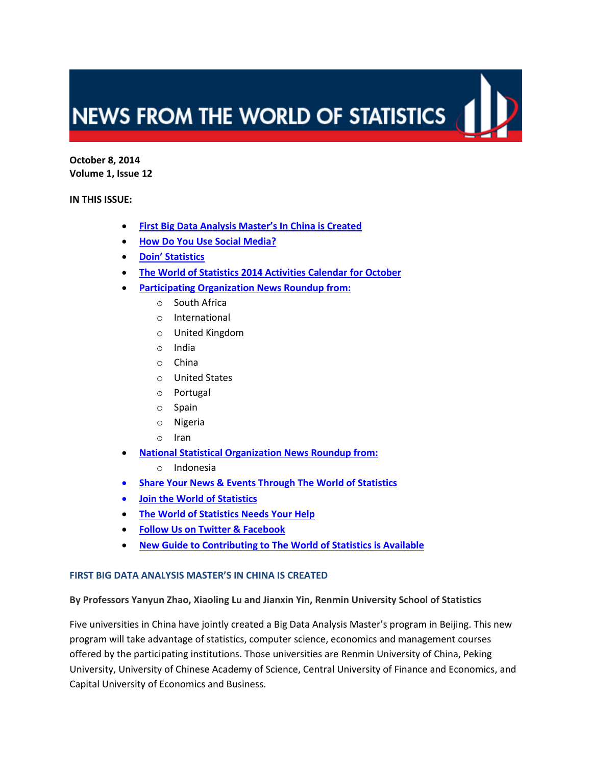# NEWS FROM THE WORLD OF STATISTICS

**October 8, 2014**
**Volume 1, Issue 12**

**IN THIS ISSUE:**

- First Big Data Analysis Master's In China is Created
- How Do You Use Social Media?
- Doin' Statistics
- The World of Statistics 2014 Activities Calendar for October
- Participating Organization News Roundup from:
  - South Africa
  - International
  - United Kingdom
  - India
  - China
  - United States
  - Portugal
  - Spain
  - Nigeria
  - Iran
- National Statistical Organization News Roundup from:
  - Indonesia
- Share Your News & Events Through The World of Statistics
- Join the World of Statistics
- The World of Statistics Needs Your Help
- Follow Us on Twitter & Facebook
- New Guide to Contributing to The World of Statistics is Available

## FIRST BIG DATA ANALYSIS MASTER'S IN CHINA IS CREATED

**By Professors Yanyun Zhao, Xiaoling Lu and Jianxin Yin, Renmin University School of Statistics**

Five universities in China have jointly created a Big Data Analysis Master's program in Beijing. This new program will take advantage of statistics, computer science, economics and management courses offered by the participating institutions. Those universities are Renmin University of China, Peking University, University of Chinese Academy of Science, Central University of Finance and Economics, and Capital University of Economics and Business.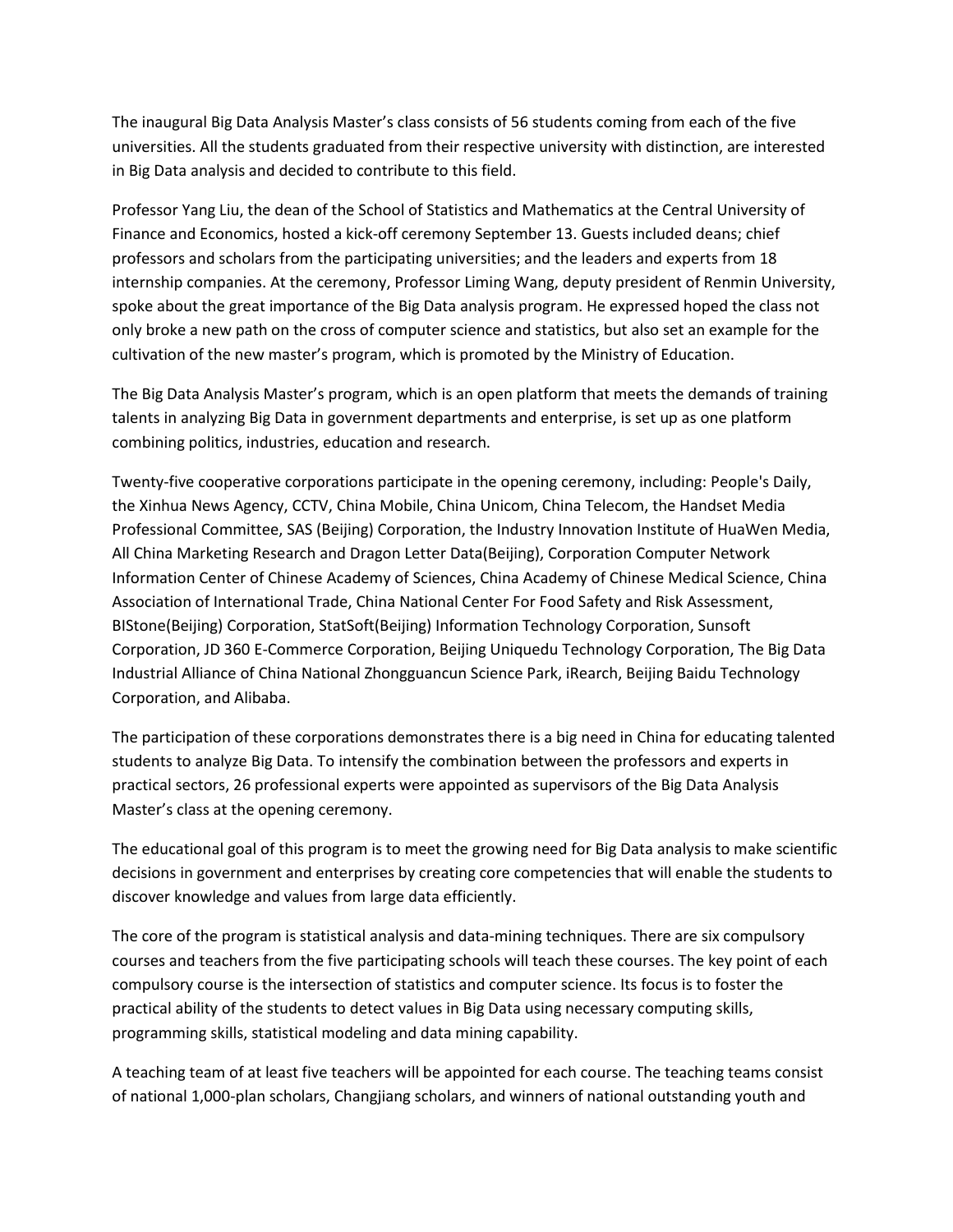The inaugural Big Data Analysis Master's class consists of 56 students coming from each of the five universities. All the students graduated from their respective university with distinction, are interested in Big Data analysis and decided to contribute to this field.

Professor Yang Liu, the dean of the School of Statistics and Mathematics at the Central University of Finance and Economics, hosted a kick-off ceremony September 13. Guests included deans; chief professors and scholars from the participating universities; and the leaders and experts from 18 internship companies. At the ceremony, Professor Liming Wang, deputy president of Renmin University, spoke about the great importance of the Big Data analysis program. He expressed hoped the class not only broke a new path on the cross of computer science and statistics, but also set an example for the cultivation of the new master's program, which is promoted by the Ministry of Education.

The Big Data Analysis Master's program, which is an open platform that meets the demands of training talents in analyzing Big Data in government departments and enterprise, is set up as one platform combining politics, industries, education and research.

Twenty-five cooperative corporations participate in the opening ceremony, including: People's Daily, the Xinhua News Agency, CCTV, China Mobile, China Unicom, China Telecom, the Handset Media Professional Committee, SAS (Beijing) Corporation, the Industry Innovation Institute of HuaWen Media, All China Marketing Research and Dragon Letter Data(Beijing), Corporation Computer Network Information Center of Chinese Academy of Sciences, China Academy of Chinese Medical Science, China Association of International Trade, China National Center For Food Safety and Risk Assessment, BIStone(Beijing) Corporation, StatSoft(Beijing) Information Technology Corporation, Sunsoft Corporation, JD 360 E-Commerce Corporation, Beijing Uniquedu Technology Corporation, The Big Data Industrial Alliance of China National Zhongguancun Science Park, iRearch, Beijing Baidu Technology Corporation, and Alibaba.

The participation of these corporations demonstrates there is a big need in China for educating talented students to analyze Big Data. To intensify the combination between the professors and experts in practical sectors, 26 professional experts were appointed as supervisors of the Big Data Analysis Master's class at the opening ceremony.

The educational goal of this program is to meet the growing need for Big Data analysis to make scientific decisions in government and enterprises by creating core competencies that will enable the students to discover knowledge and values from large data efficiently.

The core of the program is statistical analysis and data-mining techniques. There are six compulsory courses and teachers from the five participating schools will teach these courses. The key point of each compulsory course is the intersection of statistics and computer science. Its focus is to foster the practical ability of the students to detect values in Big Data using necessary computing skills, programming skills, statistical modeling and data mining capability.

A teaching team of at least five teachers will be appointed for each course. The teaching teams consist of national 1,000-plan scholars, Changjiang scholars, and winners of national outstanding youth and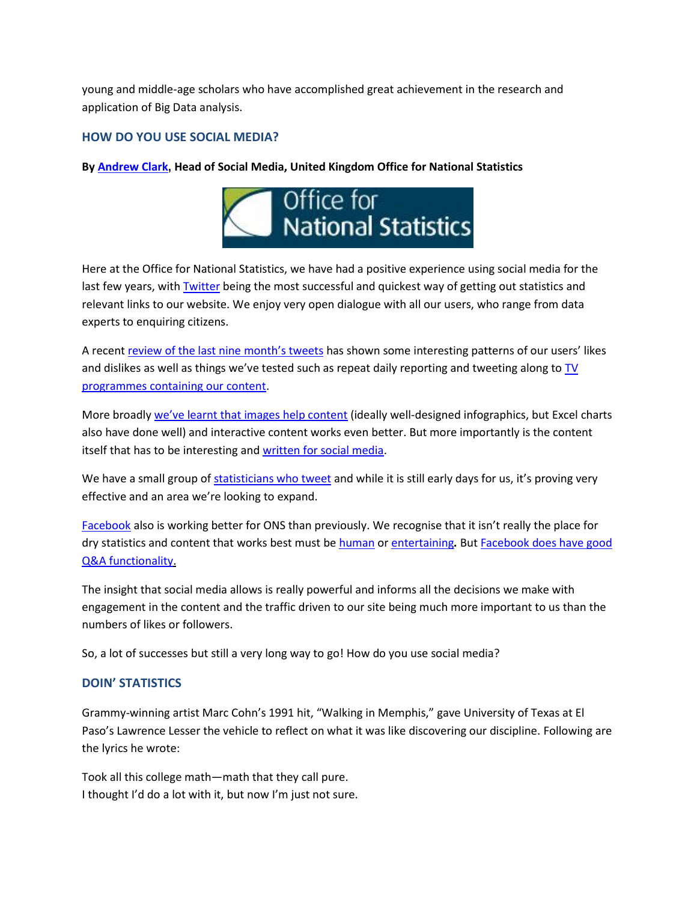young and middle-age scholars who have accomplished great achievement in the research and application of Big Data analysis.

## HOW DO YOU USE SOCIAL MEDIA?

**By Andrew Clark, Head of Social Media, United Kingdom Office for National Statistics**

Here at the Office for National Statistics, we have had a positive experience using social media for the last few years, with Twitter being the most successful and quickest way of getting out statistics and relevant links to our website. We enjoy very open dialogue with all our users, who range from data experts to enquiring citizens.

A recent review of the last nine month's tweets has shown some interesting patterns of our users' likes and dislikes as well as things we've tested such as repeat daily reporting and tweeting along to TV programmes containing our content.

More broadly we've learnt that images help content (ideally well-designed infographics, but Excel charts also have done well) and interactive content works even better. But more importantly is the content itself that has to be interesting and written for social media.

We have a small group of statisticians who tweet and while it is still early days for us, it's proving very effective and an area we're looking to expand.

Facebook also is working better for ONS than previously. We recognise that it isn't really the place for dry statistics and content that works best must be human or entertaining**.** But Facebook does have good Q&A functionality.

The insight that social media allows is really powerful and informs all the decisions we make with engagement in the content and the traffic driven to our site being much more important to us than the numbers of likes or followers.

So, a lot of successes but still a very long way to go! How do you use social media?

## DOIN' STATISTICS

Grammy-winning artist Marc Cohn's 1991 hit, "Walking in Memphis," gave University of Texas at El Paso's Lawrence Lesser the vehicle to reflect on what it was like discovering our discipline. Following are the lyrics he wrote:

Took all this college math—math that they call pure.
I thought I'd do a lot with it, but now I'm just not sure.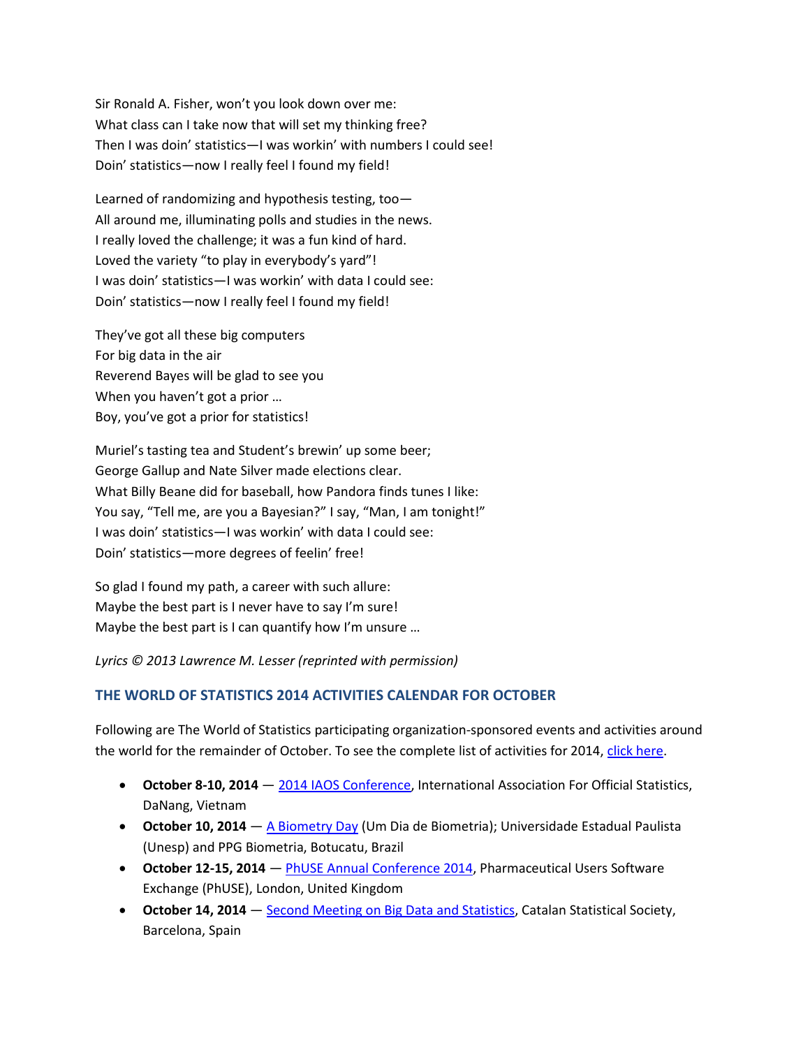Sir Ronald A. Fisher, won't you look down over me:
What class can I take now that will set my thinking free?
Then I was doin' statistics—I was workin' with numbers I could see!
Doin' statistics—now I really feel I found my field!

Learned of randomizing and hypothesis testing, too—
All around me, illuminating polls and studies in the news.
I really loved the challenge; it was a fun kind of hard.
Loved the variety "to play in everybody's yard"!
I was doin' statistics—I was workin' with data I could see:
Doin' statistics—now I really feel I found my field!

They've got all these big computers
For big data in the air
Reverend Bayes will be glad to see you
When you haven't got a prior …
Boy, you've got a prior for statistics!

Muriel's tasting tea and Student's brewin' up some beer;
George Gallup and Nate Silver made elections clear.
What Billy Beane did for baseball, how Pandora finds tunes I like:
You say, "Tell me, are you a Bayesian?" I say, "Man, I am tonight!"
I was doin' statistics—I was workin' with data I could see:
Doin' statistics—more degrees of feelin' free!

So glad I found my path, a career with such allure:
Maybe the best part is I never have to say I'm sure!
Maybe the best part is I can quantify how I'm unsure …

*Lyrics © 2013 Lawrence M. Lesser (reprinted with permission)*

## THE WORLD OF STATISTICS 2014 ACTIVITIES CALENDAR FOR OCTOBER

Following are The World of Statistics participating organization-sponsored events and activities around the world for the remainder of October. To see the complete list of activities for 2014, click here.

- **October 8-10, 2014** — 2014 IAOS Conference, International Association For Official Statistics, DaNang, Vietnam
- **October 10, 2014** — A Biometry Day (Um Dia de Biometria); Universidade Estadual Paulista (Unesp) and PPG Biometria, Botucatu, Brazil
- **October 12-15, 2014** — PhUSE Annual Conference 2014, Pharmaceutical Users Software Exchange (PhUSE), London, United Kingdom
- **October 14, 2014** — Second Meeting on Big Data and Statistics, Catalan Statistical Society, Barcelona, Spain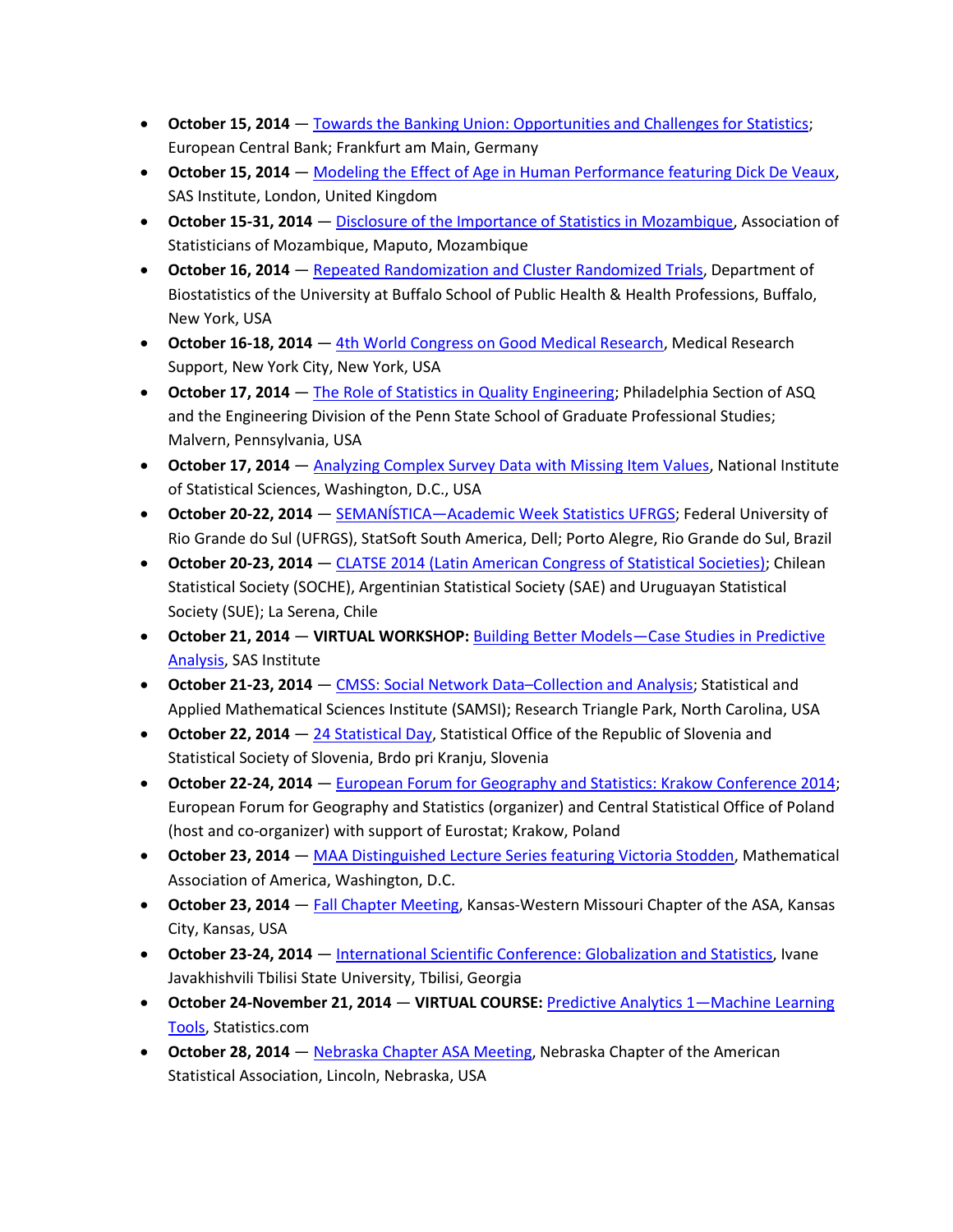- **October 15, 2014** — Towards the Banking Union: Opportunities and Challenges for Statistics; European Central Bank; Frankfurt am Main, Germany
- **October 15, 2014** — Modeling the Effect of Age in Human Performance featuring Dick De Veaux, SAS Institute, London, United Kingdom
- **October 15-31, 2014** — Disclosure of the Importance of Statistics in Mozambique, Association of Statisticians of Mozambique, Maputo, Mozambique
- **October 16, 2014** — Repeated Randomization and Cluster Randomized Trials, Department of Biostatistics of the University at Buffalo School of Public Health & Health Professions, Buffalo, New York, USA
- **October 16-18, 2014** — 4th World Congress on Good Medical Research, Medical Research Support, New York City, New York, USA
- **October 17, 2014** — The Role of Statistics in Quality Engineering; Philadelphia Section of ASQ and the Engineering Division of the Penn State School of Graduate Professional Studies; Malvern, Pennsylvania, USA
- **October 17, 2014** — Analyzing Complex Survey Data with Missing Item Values, National Institute of Statistical Sciences, Washington, D.C., USA
- **October 20-22, 2014** — SEMANÍSTICA—Academic Week Statistics UFRGS; Federal University of Rio Grande do Sul (UFRGS), StatSoft South America, Dell; Porto Alegre, Rio Grande do Sul, Brazil
- **October 20-23, 2014** — CLATSE 2014 (Latin American Congress of Statistical Societies); Chilean Statistical Society (SOCHE), Argentinian Statistical Society (SAE) and Uruguayan Statistical Society (SUE); La Serena, Chile
- **October 21, 2014** — **VIRTUAL WORKSHOP:** Building Better Models—Case Studies in Predictive Analysis, SAS Institute
- **October 21-23, 2014** — CMSS: Social Network Data–Collection and Analysis; Statistical and Applied Mathematical Sciences Institute (SAMSI); Research Triangle Park, North Carolina, USA
- **October 22, 2014** — 24 Statistical Day, Statistical Office of the Republic of Slovenia and Statistical Society of Slovenia, Brdo pri Kranju, Slovenia
- **October 22-24, 2014** — European Forum for Geography and Statistics: Krakow Conference 2014; European Forum for Geography and Statistics (organizer) and Central Statistical Office of Poland (host and co-organizer) with support of Eurostat; Krakow, Poland
- **October 23, 2014** — MAA Distinguished Lecture Series featuring Victoria Stodden, Mathematical Association of America, Washington, D.C.
- **October 23, 2014** — Fall Chapter Meeting, Kansas-Western Missouri Chapter of the ASA, Kansas City, Kansas, USA
- **October 23-24, 2014** — International Scientific Conference: Globalization and Statistics, Ivane Javakhishvili Tbilisi State University, Tbilisi, Georgia
- **October 24-November 21, 2014** — **VIRTUAL COURSE:** Predictive Analytics 1—Machine Learning Tools, Statistics.com
- **October 28, 2014** — Nebraska Chapter ASA Meeting, Nebraska Chapter of the American Statistical Association, Lincoln, Nebraska, USA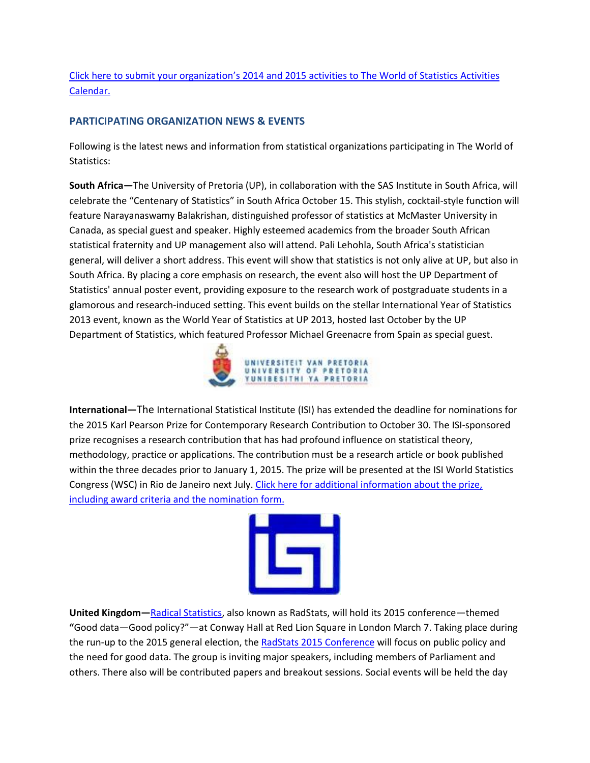[Click here to submit your organization's 2014 and 2015 activities to The World of Statistics Activities Calendar.]

## PARTICIPATING ORGANIZATION NEWS & EVENTS

Following is the latest news and information from statistical organizations participating in The World of Statistics:

**South Africa—**The University of Pretoria (UP), in collaboration with the SAS Institute in South Africa, will celebrate the "Centenary of Statistics" in South Africa October 15. This stylish, cocktail-style function will feature Narayanaswamy Balakrishan, distinguished professor of statistics at McMaster University in Canada, as special guest and speaker. Highly esteemed academics from the broader South African statistical fraternity and UP management also will attend. Pali Lehohla, South Africa's statistician general, will deliver a short address. This event will show that statistics is not only alive at UP, but also in South Africa. By placing a core emphasis on research, the event also will host the UP Department of Statistics' annual poster event, providing exposure to the research work of postgraduate students in a glamorous and research-induced setting. This event builds on the stellar International Year of Statistics 2013 event, known as the World Year of Statistics at UP 2013, hosted last October by the UP Department of Statistics, which featured Professor Michael Greenacre from Spain as special guest.

UNIVERSITEIT VAN PRETORIA
UNIVERSITY OF PRETORIA
YUNIBESITHI YA PRETORIA

**International—**The International Statistical Institute (ISI) has extended the deadline for nominations for the 2015 Karl Pearson Prize for Contemporary Research Contribution to October 30. The ISI-sponsored prize recognises a research contribution that has had profound influence on statistical theory, methodology, practice or applications. The contribution must be a research article or book published within the three decades prior to January 1, 2015. The prize will be presented at the ISI World Statistics Congress (WSC) in Rio de Janeiro next July. [Click here for additional information about the prize, including award criteria and the nomination form.]

**United Kingdom—**[Radical Statistics], also known as RadStats, will hold its 2015 conference—themed **"**Good data—Good policy?"—at Conway Hall at Red Lion Square in London March 7. Taking place during the run-up to the 2015 general election, the [RadStats 2015 Conference] will focus on public policy and the need for good data. The group is inviting major speakers, including members of Parliament and others. There also will be contributed papers and breakout sessions. Social events will be held the day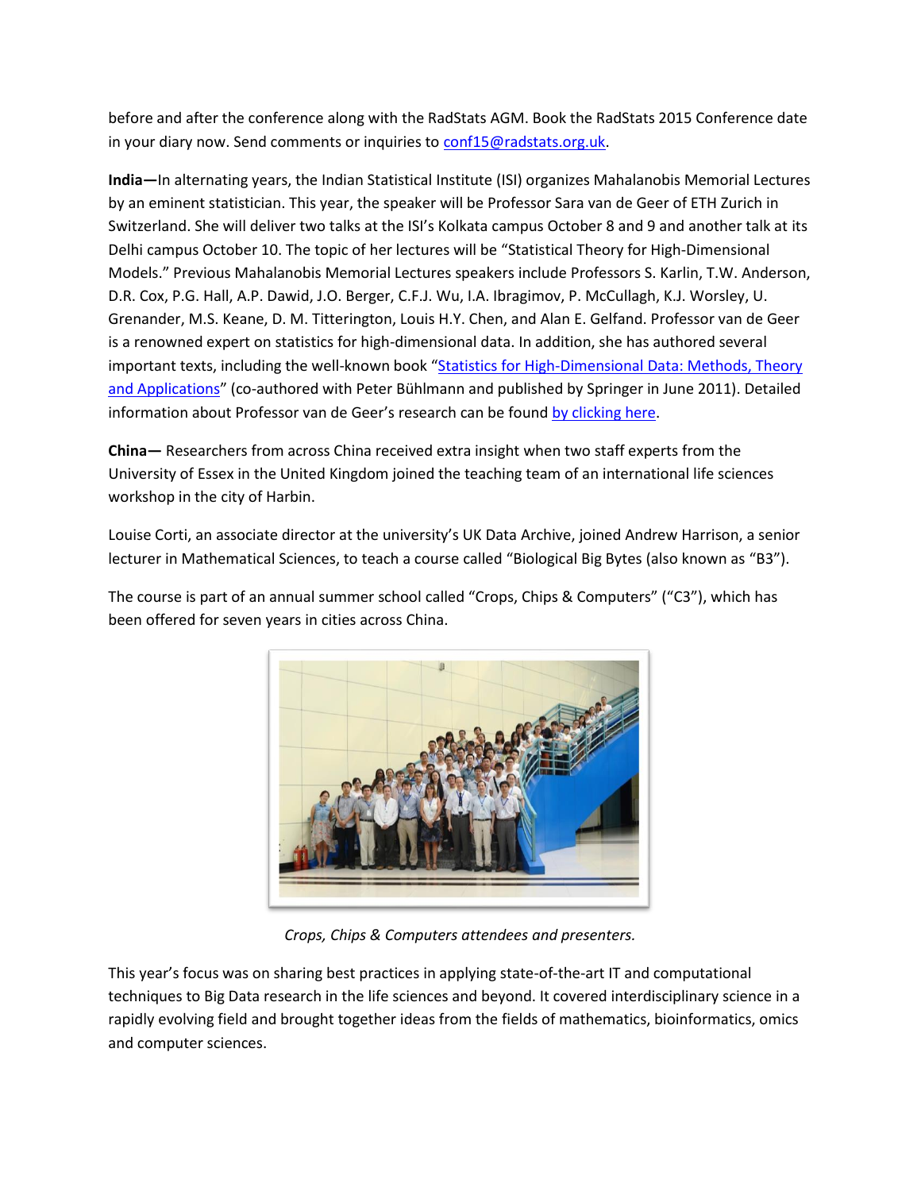before and after the conference along with the RadStats AGM. Book the RadStats 2015 Conference date in your diary now. Send comments or inquiries to conf15@radstats.org.uk.

**India—**In alternating years, the Indian Statistical Institute (ISI) organizes Mahalanobis Memorial Lectures by an eminent statistician. This year, the speaker will be Professor Sara van de Geer of ETH Zurich in Switzerland. She will deliver two talks at the ISI's Kolkata campus October 8 and 9 and another talk at its Delhi campus October 10. The topic of her lectures will be "Statistical Theory for High-Dimensional Models." Previous Mahalanobis Memorial Lectures speakers include Professors S. Karlin, T.W. Anderson, D.R. Cox, P.G. Hall, A.P. Dawid, J.O. Berger, C.F.J. Wu, I.A. Ibragimov, P. McCullagh, K.J. Worsley, U. Grenander, M.S. Keane, D. M. Titterington, Louis H.Y. Chen, and Alan E. Gelfand. Professor van de Geer is a renowned expert on statistics for high-dimensional data. In addition, she has authored several important texts, including the well-known book "Statistics for High-Dimensional Data: Methods, Theory and Applications" (co-authored with Peter Bühlmann and published by Springer in June 2011). Detailed information about Professor van de Geer's research can be found by clicking here.

**China—** Researchers from across China received extra insight when two staff experts from the University of Essex in the United Kingdom joined the teaching team of an international life sciences workshop in the city of Harbin.

Louise Corti, an associate director at the university's UK Data Archive, joined Andrew Harrison, a senior lecturer in Mathematical Sciences, to teach a course called "Biological Big Bytes (also known as "B3").

The course is part of an annual summer school called "Crops, Chips & Computers" ("C3"), which has been offered for seven years in cities across China.

*Crops, Chips & Computers attendees and presenters.*

This year's focus was on sharing best practices in applying state-of-the-art IT and computational techniques to Big Data research in the life sciences and beyond. It covered interdisciplinary science in a rapidly evolving field and brought together ideas from the fields of mathematics, bioinformatics, omics and computer sciences.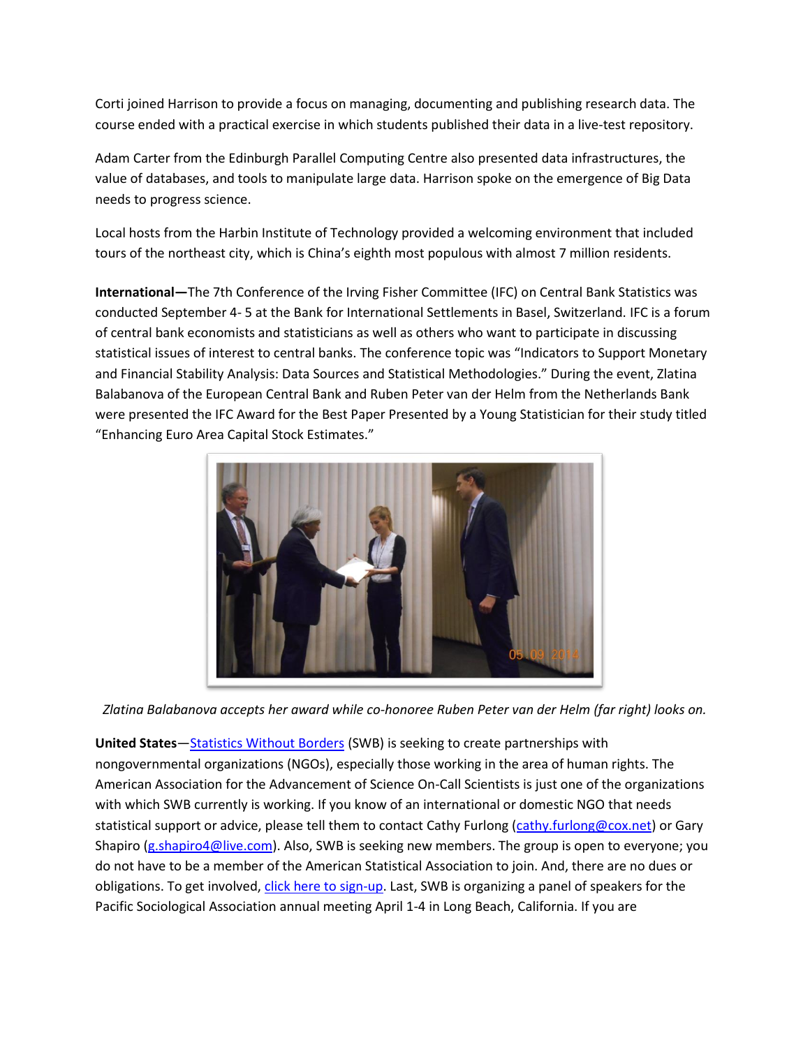Corti joined Harrison to provide a focus on managing, documenting and publishing research data. The course ended with a practical exercise in which students published their data in a live-test repository.

Adam Carter from the Edinburgh Parallel Computing Centre also presented data infrastructures, the value of databases, and tools to manipulate large data. Harrison spoke on the emergence of Big Data needs to progress science.

Local hosts from the Harbin Institute of Technology provided a welcoming environment that included tours of the northeast city, which is China's eighth most populous with almost 7 million residents.

**International—**The 7th Conference of the Irving Fisher Committee (IFC) on Central Bank Statistics was conducted September 4- 5 at the Bank for International Settlements in Basel, Switzerland. IFC is a forum of central bank economists and statisticians as well as others who want to participate in discussing statistical issues of interest to central banks. The conference topic was "Indicators to Support Monetary and Financial Stability Analysis: Data Sources and Statistical Methodologies." During the event, Zlatina Balabanova of the European Central Bank and Ruben Peter van der Helm from the Netherlands Bank were presented the IFC Award for the Best Paper Presented by a Young Statistician for their study titled "Enhancing Euro Area Capital Stock Estimates."

*Zlatina Balabanova accepts her award while co-honoree Ruben Peter van der Helm (far right) looks on.*

**United States**—Statistics Without Borders (SWB) is seeking to create partnerships with nongovernmental organizations (NGOs), especially those working in the area of human rights. The American Association for the Advancement of Science On-Call Scientists is just one of the organizations with which SWB currently is working. If you know of an international or domestic NGO that needs statistical support or advice, please tell them to contact Cathy Furlong (cathy.furlong@cox.net) or Gary Shapiro (g.shapiro4@live.com). Also, SWB is seeking new members. The group is open to everyone; you do not have to be a member of the American Statistical Association to join. And, there are no dues or obligations. To get involved, click here to sign-up. Last, SWB is organizing a panel of speakers for the Pacific Sociological Association annual meeting April 1-4 in Long Beach, California. If you are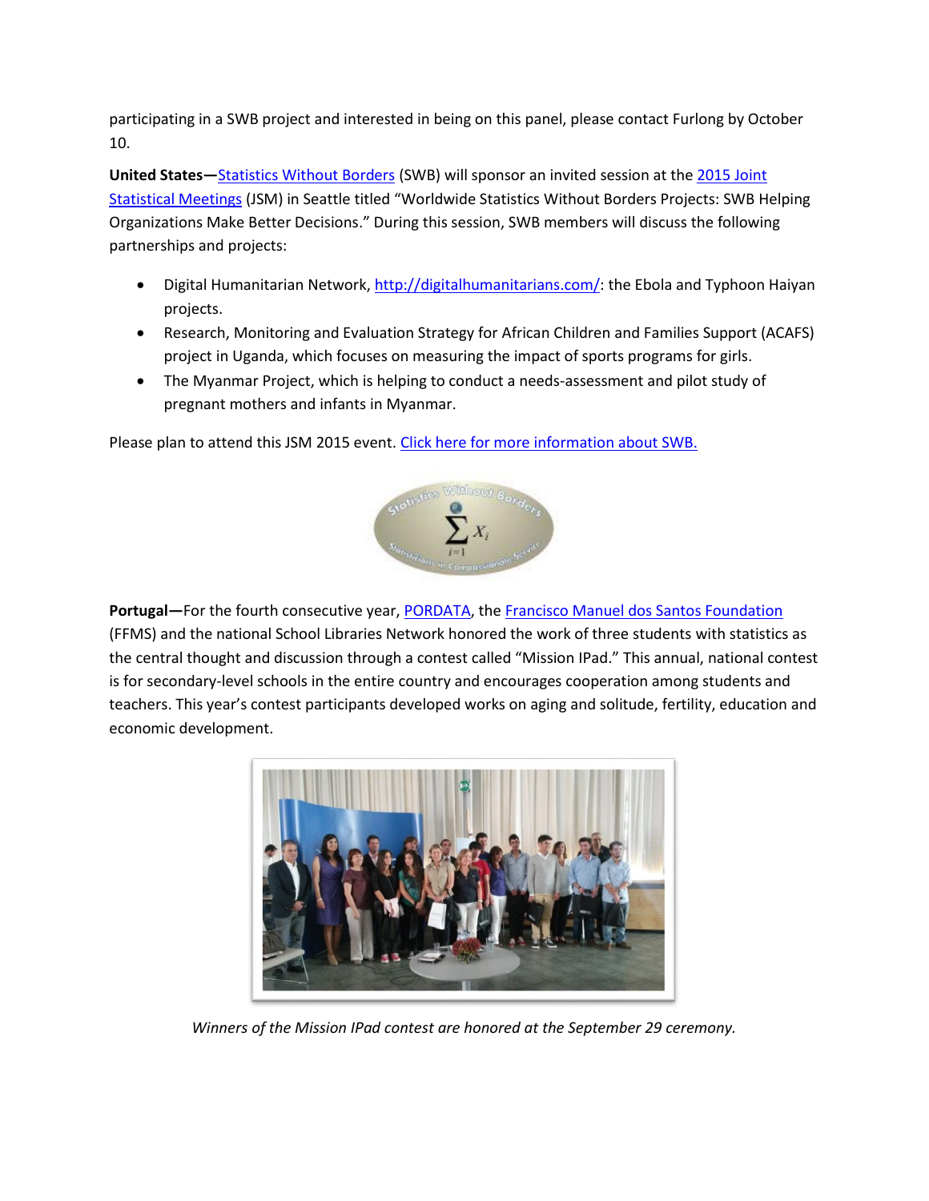participating in a SWB project and interested in being on this panel, please contact Furlong by October 10.

**United States—**Statistics Without Borders (SWB) will sponsor an invited session at the 2015 Joint Statistical Meetings (JSM) in Seattle titled "Worldwide Statistics Without Borders Projects: SWB Helping Organizations Make Better Decisions." During this session, SWB members will discuss the following partnerships and projects:

- Digital Humanitarian Network, http://digitalhumanitarians.com/: the Ebola and Typhoon Haiyan projects.
- Research, Monitoring and Evaluation Strategy for African Children and Families Support (ACAFS) project in Uganda, which focuses on measuring the impact of sports programs for girls.
- The Myanmar Project, which is helping to conduct a needs-assessment and pilot study of pregnant mothers and infants in Myanmar.

Please plan to attend this JSM 2015 event. Click here for more information about SWB.

**Portugal—**For the fourth consecutive year, PORDATA, the Francisco Manuel dos Santos Foundation (FFMS) and the national School Libraries Network honored the work of three students with statistics as the central thought and discussion through a contest called "Mission IPad." This annual, national contest is for secondary-level schools in the entire country and encourages cooperation among students and teachers. This year's contest participants developed works on aging and solitude, fertility, education and economic development.

*Winners of the Mission IPad contest are honored at the September 29 ceremony.*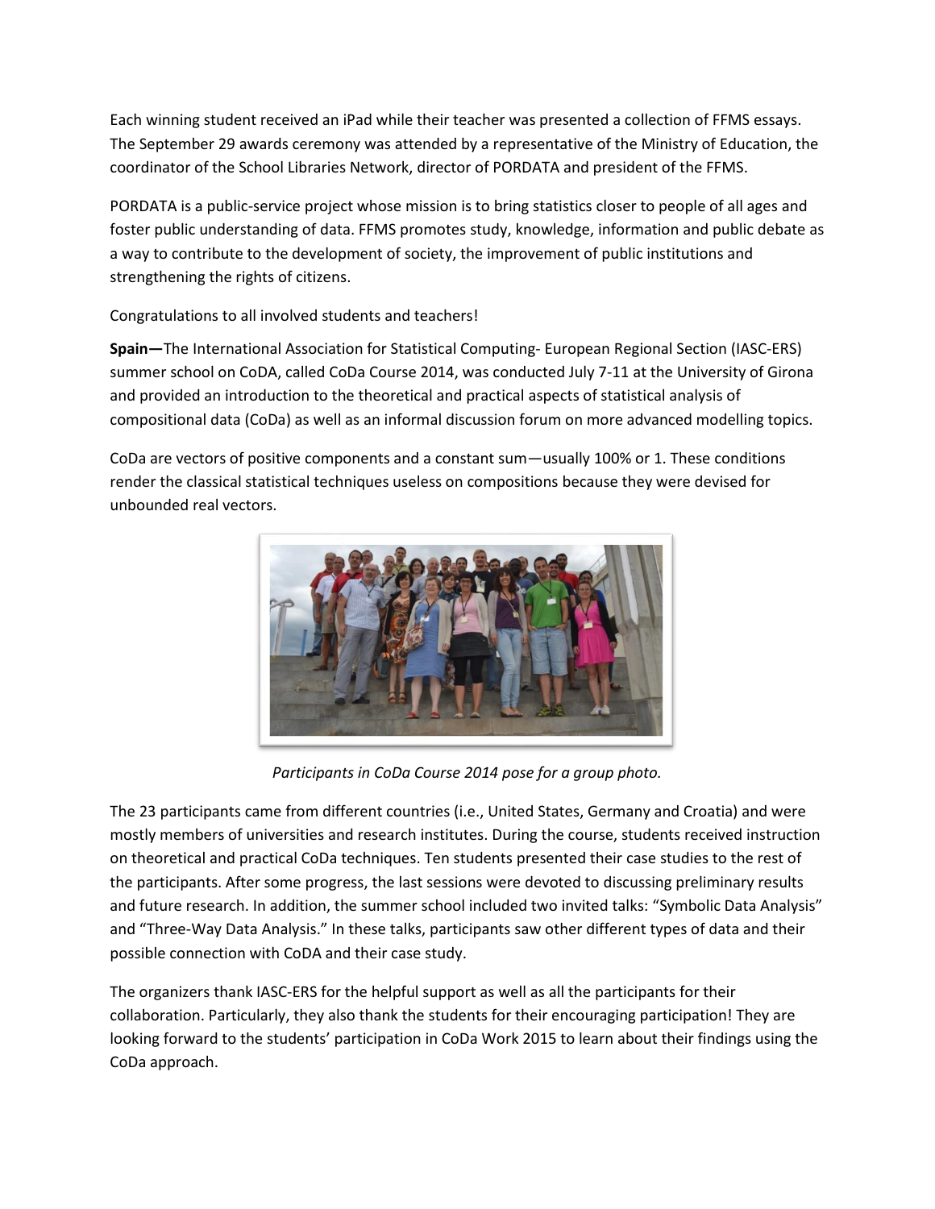Each winning student received an iPad while their teacher was presented a collection of FFMS essays. The September 29 awards ceremony was attended by a representative of the Ministry of Education, the coordinator of the School Libraries Network, director of PORDATA and president of the FFMS.

PORDATA is a public-service project whose mission is to bring statistics closer to people of all ages and foster public understanding of data. FFMS promotes study, knowledge, information and public debate as a way to contribute to the development of society, the improvement of public institutions and strengthening the rights of citizens.

Congratulations to all involved students and teachers!

**Spain—**The International Association for Statistical Computing- European Regional Section (IASC-ERS) summer school on CoDA, called CoDa Course 2014, was conducted July 7-11 at the University of Girona and provided an introduction to the theoretical and practical aspects of statistical analysis of compositional data (CoDa) as well as an informal discussion forum on more advanced modelling topics.

CoDa are vectors of positive components and a constant sum—usually 100% or 1. These conditions render the classical statistical techniques useless on compositions because they were devised for unbounded real vectors.

*Participants in CoDa Course 2014 pose for a group photo.*

The 23 participants came from different countries (i.e., United States, Germany and Croatia) and were mostly members of universities and research institutes. During the course, students received instruction on theoretical and practical CoDa techniques. Ten students presented their case studies to the rest of the participants. After some progress, the last sessions were devoted to discussing preliminary results and future research. In addition, the summer school included two invited talks: "Symbolic Data Analysis" and "Three-Way Data Analysis." In these talks, participants saw other different types of data and their possible connection with CoDA and their case study.

The organizers thank IASC-ERS for the helpful support as well as all the participants for their collaboration. Particularly, they also thank the students for their encouraging participation! They are looking forward to the students' participation in CoDa Work 2015 to learn about their findings using the CoDa approach.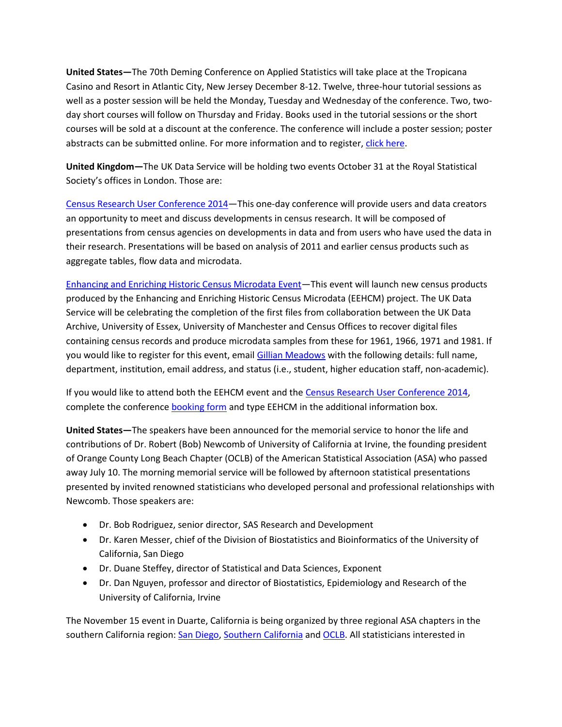**United States—**The 70th Deming Conference on Applied Statistics will take place at the Tropicana Casino and Resort in Atlantic City, New Jersey December 8-12. Twelve, three-hour tutorial sessions as well as a poster session will be held the Monday, Tuesday and Wednesday of the conference. Two, two-day short courses will follow on Thursday and Friday. Books used in the tutorial sessions or the short courses will be sold at a discount at the conference. The conference will include a poster session; poster abstracts can be submitted online. For more information and to register, click here.

**United Kingdom—**The UK Data Service will be holding two events October 31 at the Royal Statistical Society's offices in London. Those are:

Census Research User Conference 2014—This one-day conference will provide users and data creators an opportunity to meet and discuss developments in census research. It will be composed of presentations from census agencies on developments in data and from users who have used the data in their research. Presentations will be based on analysis of 2011 and earlier census products such as aggregate tables, flow data and microdata.

Enhancing and Enriching Historic Census Microdata Event—This event will launch new census products produced by the Enhancing and Enriching Historic Census Microdata (EEHCM) project. The UK Data Service will be celebrating the completion of the first files from collaboration between the UK Data Archive, University of Essex, University of Manchester and Census Offices to recover digital files containing census records and produce microdata samples from these for 1961, 1966, 1971 and 1981. If you would like to register for this event, email Gillian Meadows with the following details: full name, department, institution, email address, and status (i.e., student, higher education staff, non-academic).

If you would like to attend both the EEHCM event and the Census Research User Conference 2014, complete the conference booking form and type EEHCM in the additional information box.

**United States—**The speakers have been announced for the memorial service to honor the life and contributions of Dr. Robert (Bob) Newcomb of University of California at Irvine, the founding president of Orange County Long Beach Chapter (OCLB) of the American Statistical Association (ASA) who passed away July 10. The morning memorial service will be followed by afternoon statistical presentations presented by invited renowned statisticians who developed personal and professional relationships with Newcomb. Those speakers are:

- Dr. Bob Rodriguez, senior director, SAS Research and Development
- Dr. Karen Messer, chief of the Division of Biostatistics and Bioinformatics of the University of California, San Diego
- Dr. Duane Steffey, director of Statistical and Data Sciences, Exponent
- Dr. Dan Nguyen, professor and director of Biostatistics, Epidemiology and Research of the University of California, Irvine

The November 15 event in Duarte, California is being organized by three regional ASA chapters in the southern California region: San Diego, Southern California and OCLB. All statisticians interested in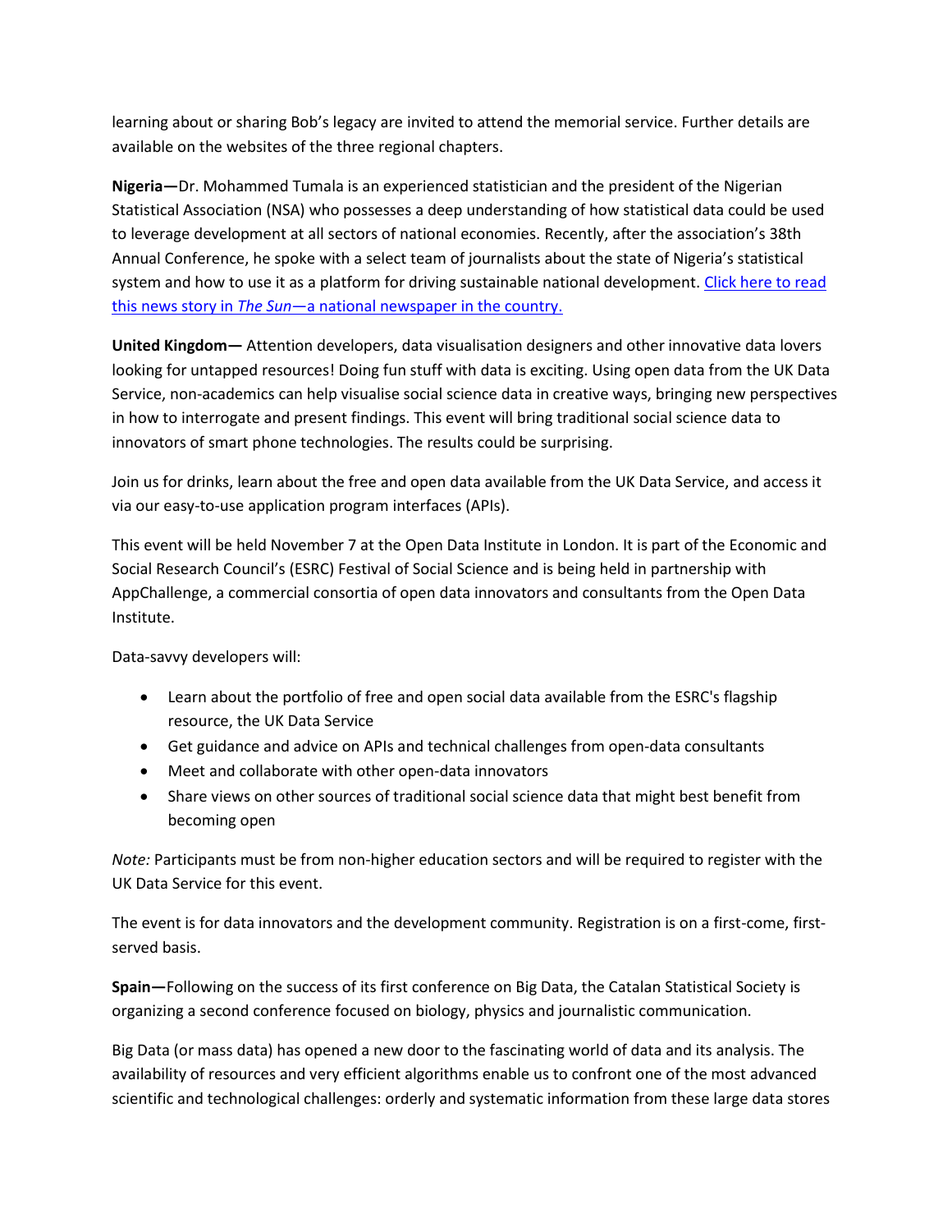learning about or sharing Bob's legacy are invited to attend the memorial service. Further details are available on the websites of the three regional chapters.

**Nigeria—**Dr. Mohammed Tumala is an experienced statistician and the president of the Nigerian Statistical Association (NSA) who possesses a deep understanding of how statistical data could be used to leverage development at all sectors of national economies. Recently, after the association's 38th Annual Conference, he spoke with a select team of journalists about the state of Nigeria's statistical system and how to use it as a platform for driving sustainable national development. Click here to read this news story in *The Sun*—a national newspaper in the country.

**United Kingdom—** Attention developers, data visualisation designers and other innovative data lovers looking for untapped resources! Doing fun stuff with data is exciting. Using open data from the UK Data Service, non-academics can help visualise social science data in creative ways, bringing new perspectives in how to interrogate and present findings. This event will bring traditional social science data to innovators of smart phone technologies. The results could be surprising.

Join us for drinks, learn about the free and open data available from the UK Data Service, and access it via our easy-to-use application program interfaces (APIs).

This event will be held November 7 at the Open Data Institute in London. It is part of the Economic and Social Research Council's (ESRC) Festival of Social Science and is being held in partnership with AppChallenge, a commercial consortia of open data innovators and consultants from the Open Data Institute.

Data-savvy developers will:

- Learn about the portfolio of free and open social data available from the ESRC's flagship resource, the UK Data Service
- Get guidance and advice on APIs and technical challenges from open-data consultants
- Meet and collaborate with other open-data innovators
- Share views on other sources of traditional social science data that might best benefit from becoming open

*Note:* Participants must be from non-higher education sectors and will be required to register with the UK Data Service for this event.

The event is for data innovators and the development community. Registration is on a first-come, first-served basis.

**Spain—**Following on the success of its first conference on Big Data, the Catalan Statistical Society is organizing a second conference focused on biology, physics and journalistic communication.

Big Data (or mass data) has opened a new door to the fascinating world of data and its analysis. The availability of resources and very efficient algorithms enable us to confront one of the most advanced scientific and technological challenges: orderly and systematic information from these large data stores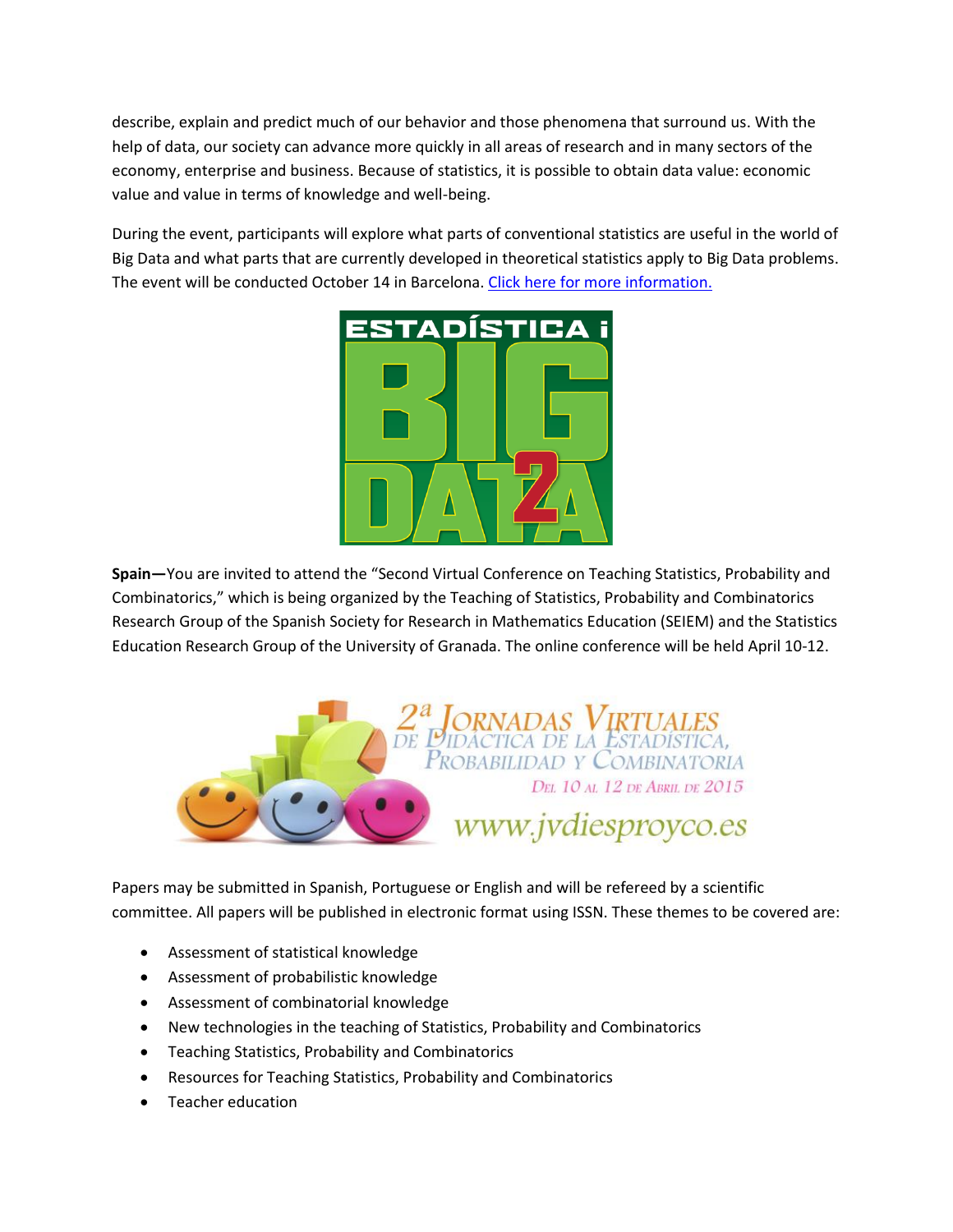describe, explain and predict much of our behavior and those phenomena that surround us. With the help of data, our society can advance more quickly in all areas of research and in many sectors of the economy, enterprise and business. Because of statistics, it is possible to obtain data value: economic value and value in terms of knowledge and well-being.

During the event, participants will explore what parts of conventional statistics are useful in the world of Big Data and what parts that are currently developed in theoretical statistics apply to Big Data problems. The event will be conducted October 14 in Barcelona. [Click here for more information.]()

**Spain—**You are invited to attend the "Second Virtual Conference on Teaching Statistics, Probability and Combinatorics," which is being organized by the Teaching of Statistics, Probability and Combinatorics Research Group of the Spanish Society for Research in Mathematics Education (SEIEM) and the Statistics Education Research Group of the University of Granada. The online conference will be held April 10-12.

Papers may be submitted in Spanish, Portuguese or English and will be refereed by a scientific committee. All papers will be published in electronic format using ISSN. These themes to be covered are:

- Assessment of statistical knowledge
- Assessment of probabilistic knowledge
- Assessment of combinatorial knowledge
- New technologies in the teaching of Statistics, Probability and Combinatorics
- Teaching Statistics, Probability and Combinatorics
- Resources for Teaching Statistics, Probability and Combinatorics
- Teacher education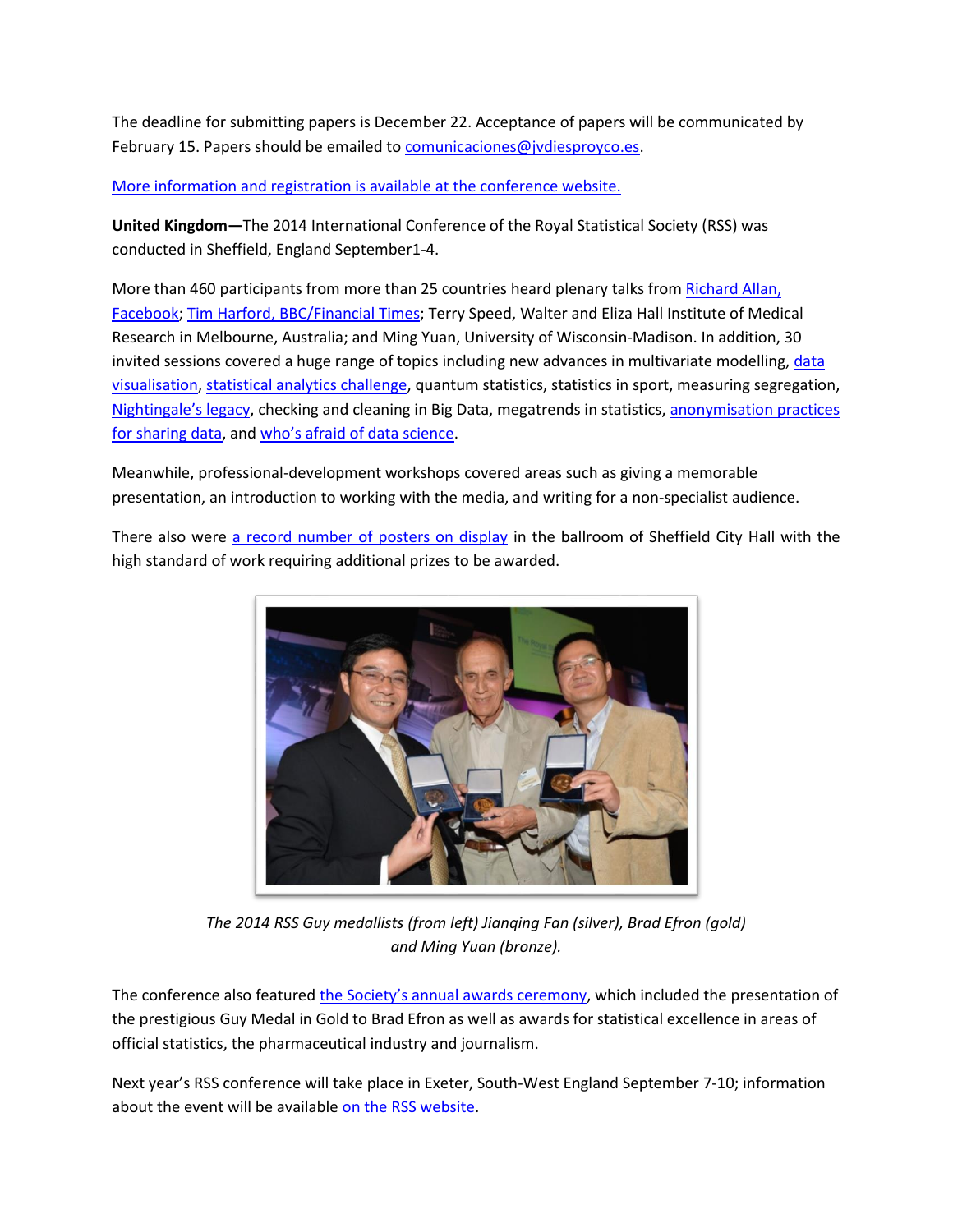The deadline for submitting papers is December 22. Acceptance of papers will be communicated by February 15. Papers should be emailed to comunicaciones@jvdiesproyco.es.

More information and registration is available at the conference website.

**United Kingdom—**The 2014 International Conference of the Royal Statistical Society (RSS) was conducted in Sheffield, England September1-4.

More than 460 participants from more than 25 countries heard plenary talks from Richard Allan, Facebook; Tim Harford, BBC/Financial Times; Terry Speed, Walter and Eliza Hall Institute of Medical Research in Melbourne, Australia; and Ming Yuan, University of Wisconsin-Madison. In addition, 30 invited sessions covered a huge range of topics including new advances in multivariate modelling, data visualisation, statistical analytics challenge, quantum statistics, statistics in sport, measuring segregation, Nightingale's legacy, checking and cleaning in Big Data, megatrends in statistics, anonymisation practices for sharing data, and who's afraid of data science.

Meanwhile, professional-development workshops covered areas such as giving a memorable presentation, an introduction to working with the media, and writing for a non-specialist audience.

There also were a record number of posters on display in the ballroom of Sheffield City Hall with the high standard of work requiring additional prizes to be awarded.

*The 2014 RSS Guy medallists (from left) Jianqing Fan (silver), Brad Efron (gold) and Ming Yuan (bronze).*

The conference also featured the Society's annual awards ceremony, which included the presentation of the prestigious Guy Medal in Gold to Brad Efron as well as awards for statistical excellence in areas of official statistics, the pharmaceutical industry and journalism.

Next year's RSS conference will take place in Exeter, South-West England September 7-10; information about the event will be available on the RSS website.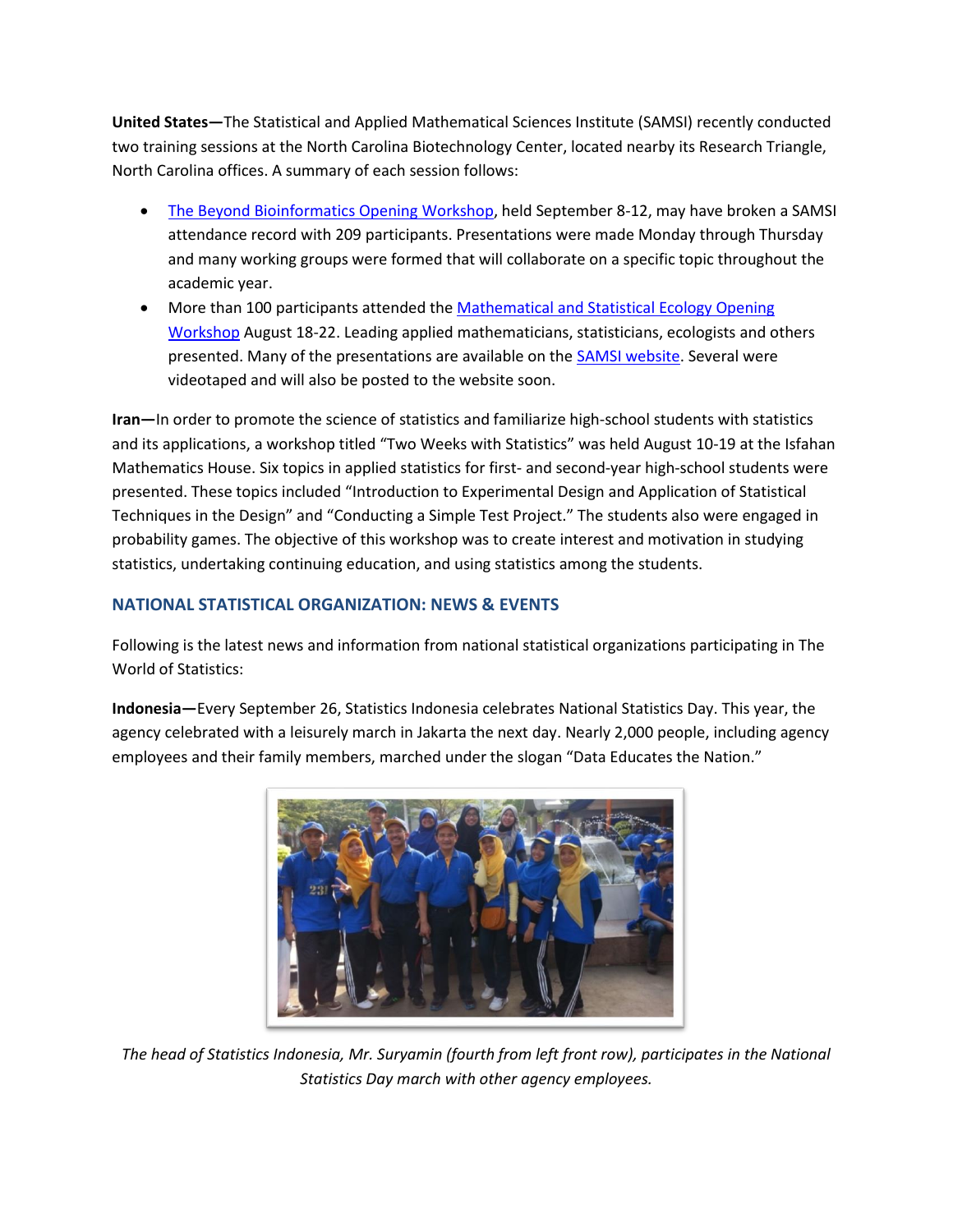**United States—**The Statistical and Applied Mathematical Sciences Institute (SAMSI) recently conducted two training sessions at the North Carolina Biotechnology Center, located nearby its Research Triangle, North Carolina offices. A summary of each session follows:

- The Beyond Bioinformatics Opening Workshop, held September 8-12, may have broken a SAMSI attendance record with 209 participants. Presentations were made Monday through Thursday and many working groups were formed that will collaborate on a specific topic throughout the academic year.
- More than 100 participants attended the Mathematical and Statistical Ecology Opening Workshop August 18-22. Leading applied mathematicians, statisticians, ecologists and others presented. Many of the presentations are available on the SAMSI website. Several were videotaped and will also be posted to the website soon.

**Iran—**In order to promote the science of statistics and familiarize high-school students with statistics and its applications, a workshop titled "Two Weeks with Statistics" was held August 10-19 at the Isfahan Mathematics House. Six topics in applied statistics for first- and second-year high-school students were presented. These topics included "Introduction to Experimental Design and Application of Statistical Techniques in the Design" and "Conducting a Simple Test Project." The students also were engaged in probability games. The objective of this workshop was to create interest and motivation in studying statistics, undertaking continuing education, and using statistics among the students.

## NATIONAL STATISTICAL ORGANIZATION: NEWS & EVENTS

Following is the latest news and information from national statistical organizations participating in The World of Statistics:

**Indonesia—**Every September 26, Statistics Indonesia celebrates National Statistics Day. This year, the agency celebrated with a leisurely march in Jakarta the next day. Nearly 2,000 people, including agency employees and their family members, marched under the slogan "Data Educates the Nation."

*The head of Statistics Indonesia, Mr. Suryamin (fourth from left front row), participates in the National Statistics Day march with other agency employees.*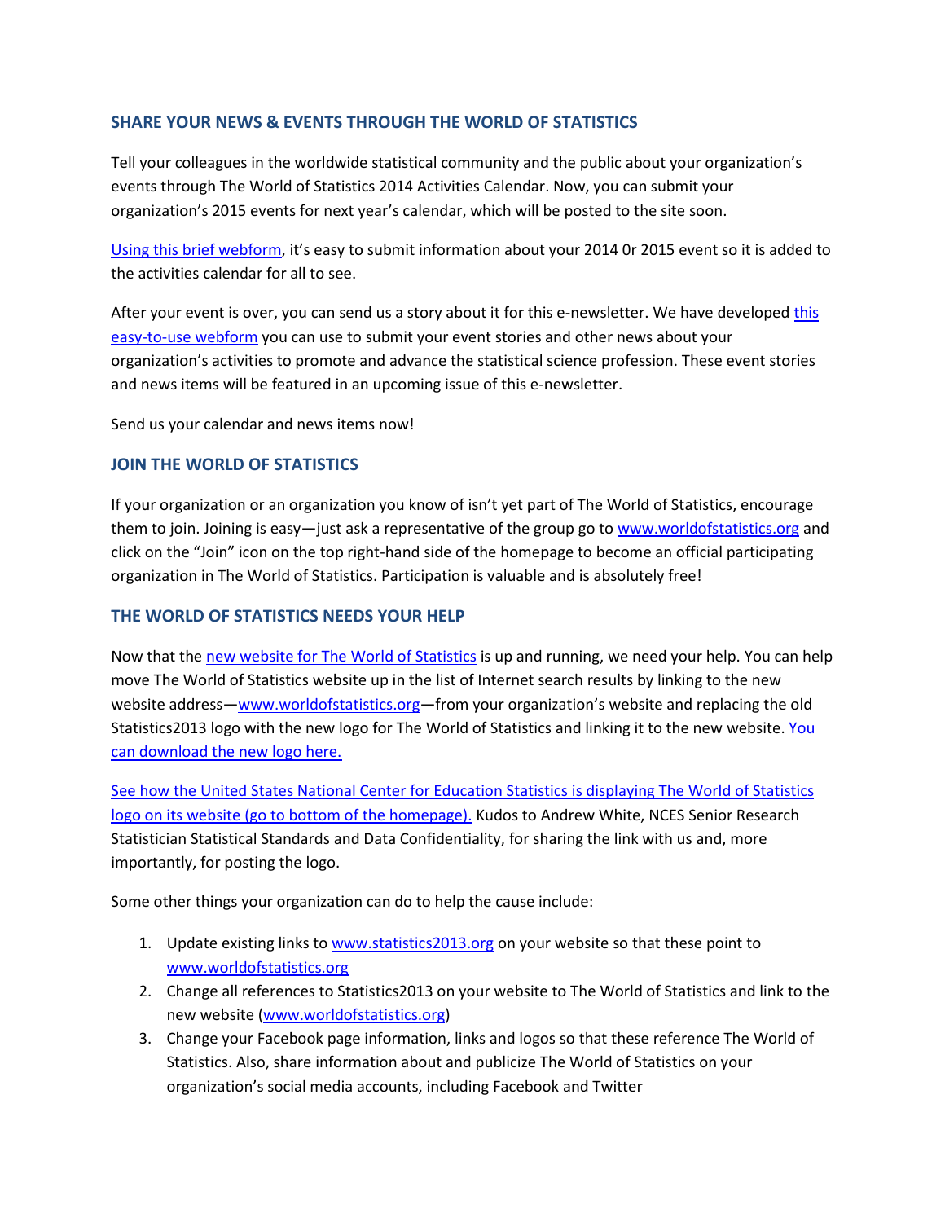## SHARE YOUR NEWS & EVENTS THROUGH THE WORLD OF STATISTICS

Tell your colleagues in the worldwide statistical community and the public about your organization's events through The World of Statistics 2014 Activities Calendar. Now, you can submit your organization's 2015 events for next year's calendar, which will be posted to the site soon.

Using this brief webform, it's easy to submit information about your 2014 0r 2015 event so it is added to the activities calendar for all to see.

After your event is over, you can send us a story about it for this e-newsletter. We have developed this easy-to-use webform you can use to submit your event stories and other news about your organization's activities to promote and advance the statistical science profession. These event stories and news items will be featured in an upcoming issue of this e-newsletter.

Send us your calendar and news items now!

## JOIN THE WORLD OF STATISTICS

If your organization or an organization you know of isn't yet part of The World of Statistics, encourage them to join. Joining is easy—just ask a representative of the group go to www.worldofstatistics.org and click on the "Join" icon on the top right-hand side of the homepage to become an official participating organization in The World of Statistics. Participation is valuable and is absolutely free!

## THE WORLD OF STATISTICS NEEDS YOUR HELP

Now that the new website for The World of Statistics is up and running, we need your help. You can help move The World of Statistics website up in the list of Internet search results by linking to the new website address—www.worldofstatistics.org—from your organization's website and replacing the old Statistics2013 logo with the new logo for The World of Statistics and linking it to the new website. You can download the new logo here.

See how the United States National Center for Education Statistics is displaying The World of Statistics logo on its website (go to bottom of the homepage). Kudos to Andrew White, NCES Senior Research Statistician Statistical Standards and Data Confidentiality, for sharing the link with us and, more importantly, for posting the logo.

Some other things your organization can do to help the cause include:

1. Update existing links to www.statistics2013.org on your website so that these point to www.worldofstatistics.org
2. Change all references to Statistics2013 on your website to The World of Statistics and link to the new website (www.worldofstatistics.org)
3. Change your Facebook page information, links and logos so that these reference The World of Statistics. Also, share information about and publicize The World of Statistics on your organization's social media accounts, including Facebook and Twitter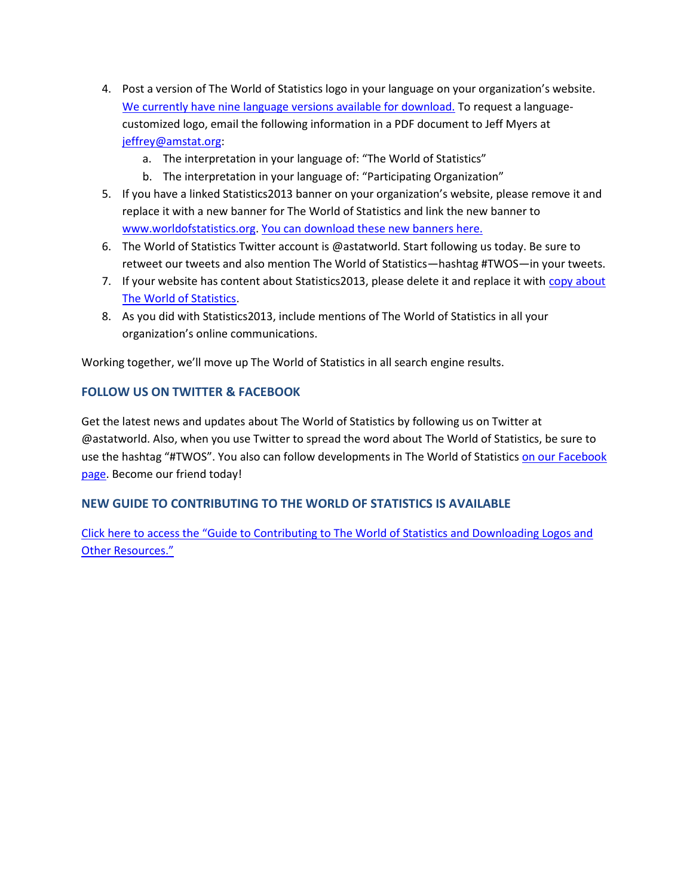4. Post a version of The World of Statistics logo in your language on your organization's website. We currently have nine language versions available for download. To request a language-customized logo, email the following information in a PDF document to Jeff Myers at jeffrey@amstat.org:
   a. The interpretation in your language of: "The World of Statistics"
   b. The interpretation in your language of: "Participating Organization"
5. If you have a linked Statistics2013 banner on your organization's website, please remove it and replace it with a new banner for The World of Statistics and link the new banner to www.worldofstatistics.org. You can download these new banners here.
6. The World of Statistics Twitter account is @astatworld. Start following us today. Be sure to retweet our tweets and also mention The World of Statistics—hashtag #TWOS—in your tweets.
7. If your website has content about Statistics2013, please delete it and replace it with copy about The World of Statistics.
8. As you did with Statistics2013, include mentions of The World of Statistics in all your organization's online communications.

Working together, we'll move up The World of Statistics in all search engine results.

### FOLLOW US ON TWITTER & FACEBOOK

Get the latest news and updates about The World of Statistics by following us on Twitter at @astatworld. Also, when you use Twitter to spread the word about The World of Statistics, be sure to use the hashtag "#TWOS". You also can follow developments in The World of Statistics on our Facebook page. Become our friend today!

### NEW GUIDE TO CONTRIBUTING TO THE WORLD OF STATISTICS IS AVAILABLE

Click here to access the "Guide to Contributing to The World of Statistics and Downloading Logos and Other Resources."